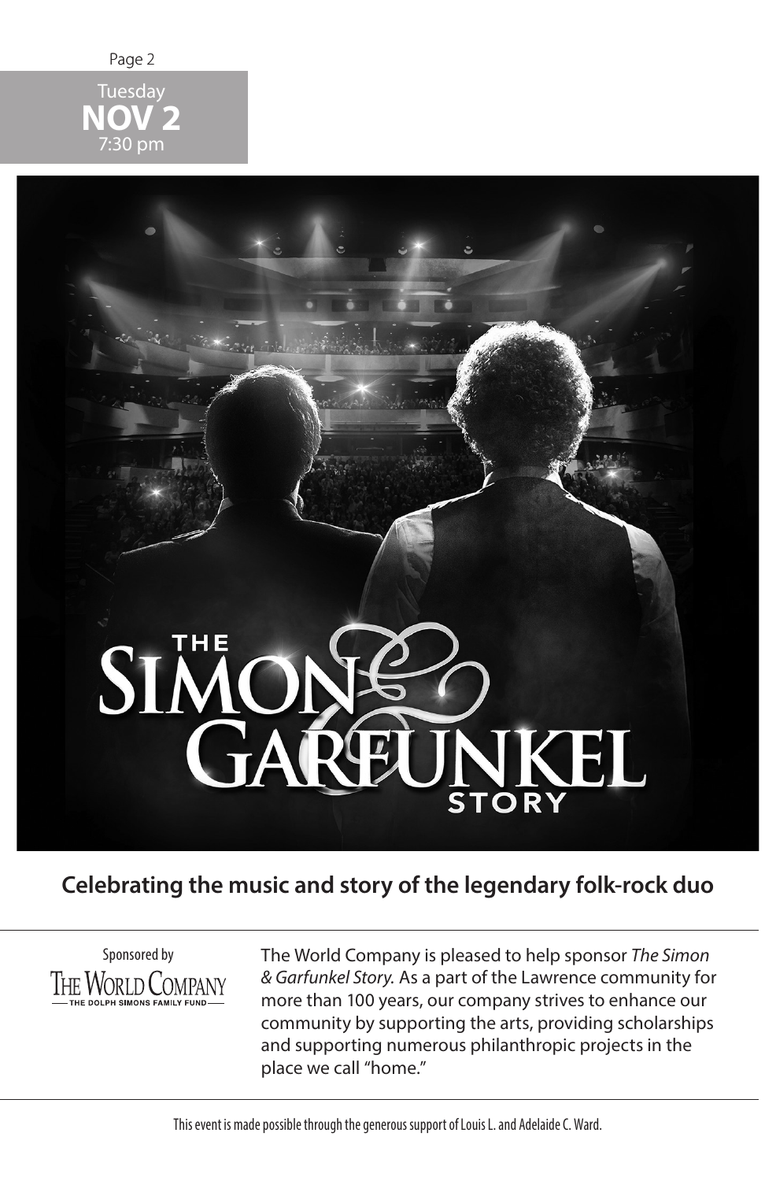Tuesday
**NOV 2**
7:30 pm

# THE SIMON & GARFUNKEL STORY

**Celebrating the music and story of the legendary folk-rock duo**

Sponsored by
THE WORLD COMPANY
— THE DOLPH SIMONS FAMILY FUND —

The World Company is pleased to help sponsor *The Simon & Garfunkel Story.* As a part of the Lawrence community for more than 100 years, our company strives to enhance our community by supporting the arts, providing scholarships and supporting numerous philanthropic projects in the place we call "home."

This event is made possible through the generous support of Louis L. and Adelaide C. Ward.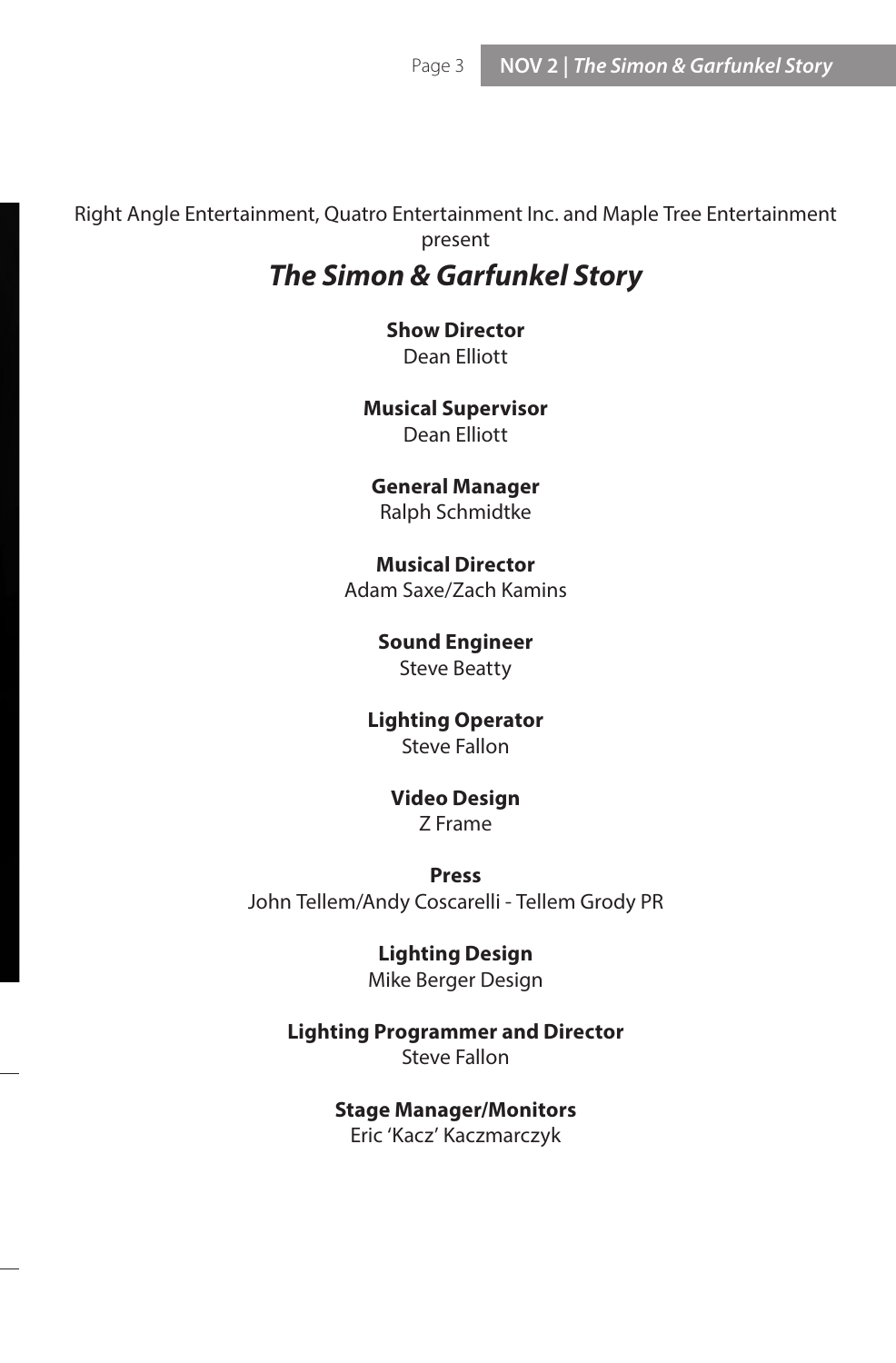Right Angle Entertainment, Quatro Entertainment Inc. and Maple Tree Entertainment present

# *The Simon & Garfunkel Story*

**Show Director**
Dean Elliott

**Musical Supervisor**
Dean Elliott

**General Manager**
Ralph Schmidtke

**Musical Director**
Adam Saxe/Zach Kamins

**Sound Engineer**
Steve Beatty

**Lighting Operator**
Steve Fallon

**Video Design**
Z Frame

**Press**
John Tellem/Andy Coscarelli - Tellem Grody PR

**Lighting Design**
Mike Berger Design

**Lighting Programmer and Director**
Steve Fallon

**Stage Manager/Monitors**
Eric 'Kacz' Kaczmarczyk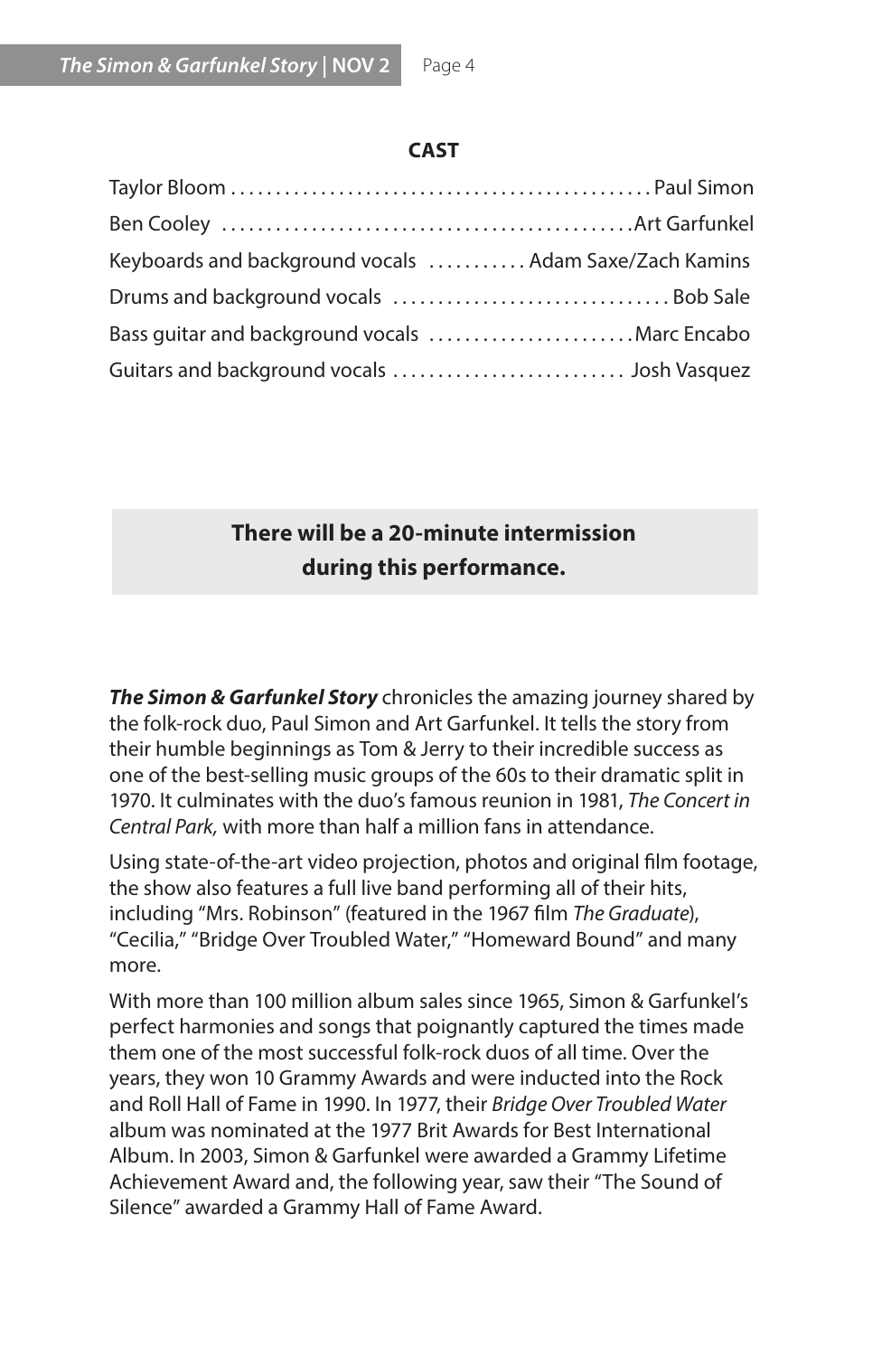## CAST

| | |
|---|---|
| Taylor Bloom | Paul Simon |
| Ben Cooley | Art Garfunkel |
| Keyboards and background vocals | Adam Saxe/Zach Kamins |
| Drums and background vocals | Bob Sale |
| Bass guitar and background vocals | Marc Encabo |
| Guitars and background vocals | Josh Vasquez |

**There will be a 20-minute intermission during this performance.**

***The Simon & Garfunkel Story*** chronicles the amazing journey shared by the folk-rock duo, Paul Simon and Art Garfunkel. It tells the story from their humble beginnings as Tom & Jerry to their incredible success as one of the best-selling music groups of the 60s to their dramatic split in 1970. It culminates with the duo's famous reunion in 1981, *The Concert in Central Park,* with more than half a million fans in attendance.

Using state-of-the-art video projection, photos and original film footage, the show also features a full live band performing all of their hits, including "Mrs. Robinson" (featured in the 1967 film *The Graduate*), "Cecilia," "Bridge Over Troubled Water," "Homeward Bound" and many more.

With more than 100 million album sales since 1965, Simon & Garfunkel's perfect harmonies and songs that poignantly captured the times made them one of the most successful folk-rock duos of all time. Over the years, they won 10 Grammy Awards and were inducted into the Rock and Roll Hall of Fame in 1990. In 1977, their *Bridge Over Troubled Water* album was nominated at the 1977 Brit Awards for Best International Album. In 2003, Simon & Garfunkel were awarded a Grammy Lifetime Achievement Award and, the following year, saw their "The Sound of Silence" awarded a Grammy Hall of Fame Award.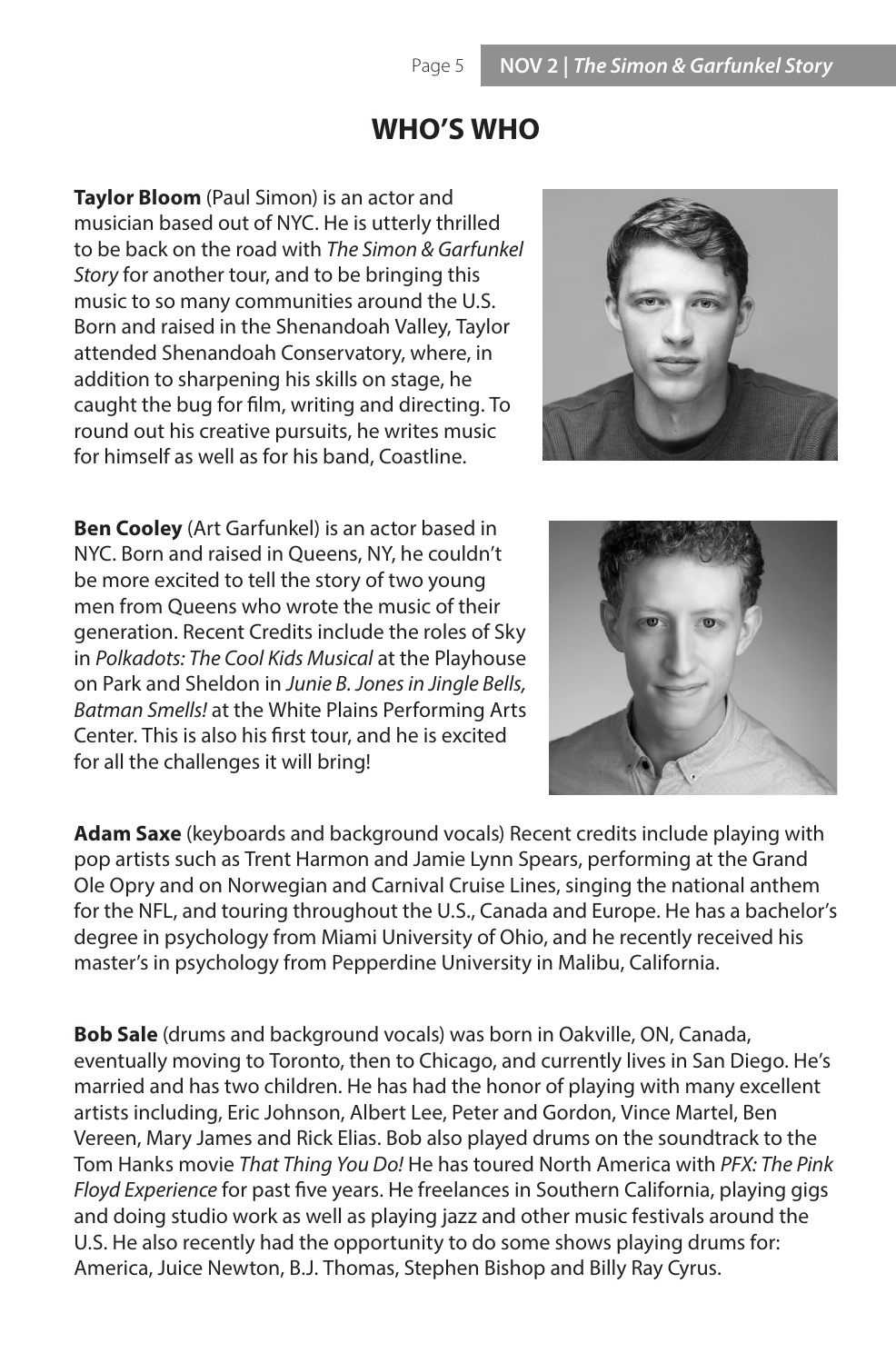# WHO'S WHO

**Taylor Bloom** (Paul Simon) is an actor and musician based out of NYC. He is utterly thrilled to be back on the road with *The Simon & Garfunkel Story* for another tour, and to be bringing this music to so many communities around the U.S. Born and raised in the Shenandoah Valley, Taylor attended Shenandoah Conservatory, where, in addition to sharpening his skills on stage, he caught the bug for film, writing and directing. To round out his creative pursuits, he writes music for himself as well as for his band, Coastline.

**Ben Cooley** (Art Garfunkel) is an actor based in NYC. Born and raised in Queens, NY, he couldn't be more excited to tell the story of two young men from Queens who wrote the music of their generation. Recent Credits include the roles of Sky in *Polkadots: The Cool Kids Musical* at the Playhouse on Park and Sheldon in *Junie B. Jones in Jingle Bells, Batman Smells!* at the White Plains Performing Arts Center. This is also his first tour, and he is excited for all the challenges it will bring!

**Adam Saxe** (keyboards and background vocals) Recent credits include playing with pop artists such as Trent Harmon and Jamie Lynn Spears, performing at the Grand Ole Opry and on Norwegian and Carnival Cruise Lines, singing the national anthem for the NFL, and touring throughout the U.S., Canada and Europe. He has a bachelor's degree in psychology from Miami University of Ohio, and he recently received his master's in psychology from Pepperdine University in Malibu, California.

**Bob Sale** (drums and background vocals) was born in Oakville, ON, Canada, eventually moving to Toronto, then to Chicago, and currently lives in San Diego. He's married and has two children. He has had the honor of playing with many excellent artists including, Eric Johnson, Albert Lee, Peter and Gordon, Vince Martel, Ben Vereen, Mary James and Rick Elias. Bob also played drums on the soundtrack to the Tom Hanks movie *That Thing You Do!* He has toured North America with *PFX: The Pink Floyd Experience* for past five years. He freelances in Southern California, playing gigs and doing studio work as well as playing jazz and other music festivals around the U.S. He also recently had the opportunity to do some shows playing drums for: America, Juice Newton, B.J. Thomas, Stephen Bishop and Billy Ray Cyrus.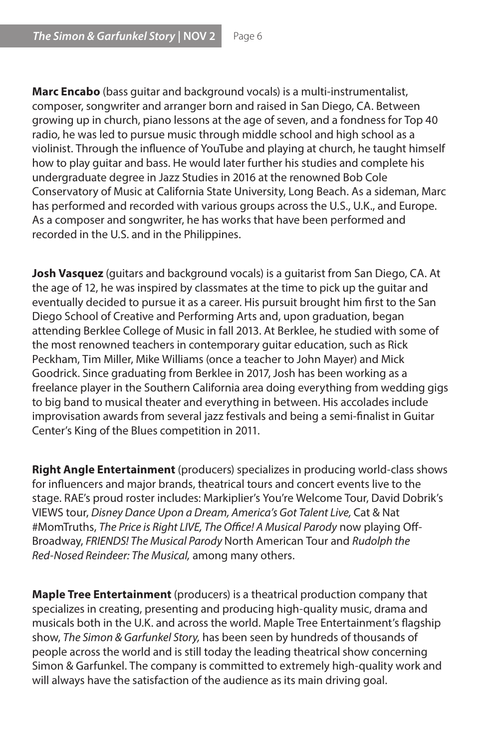**Marc Encabo** (bass guitar and background vocals) is a multi-instrumentalist, composer, songwriter and arranger born and raised in San Diego, CA. Between growing up in church, piano lessons at the age of seven, and a fondness for Top 40 radio, he was led to pursue music through middle school and high school as a violinist. Through the influence of YouTube and playing at church, he taught himself how to play guitar and bass. He would later further his studies and complete his undergraduate degree in Jazz Studies in 2016 at the renowned Bob Cole Conservatory of Music at California State University, Long Beach. As a sideman, Marc has performed and recorded with various groups across the U.S., U.K., and Europe. As a composer and songwriter, he has works that have been performed and recorded in the U.S. and in the Philippines.

**Josh Vasquez** (guitars and background vocals) is a guitarist from San Diego, CA. At the age of 12, he was inspired by classmates at the time to pick up the guitar and eventually decided to pursue it as a career. His pursuit brought him first to the San Diego School of Creative and Performing Arts and, upon graduation, began attending Berklee College of Music in fall 2013. At Berklee, he studied with some of the most renowned teachers in contemporary guitar education, such as Rick Peckham, Tim Miller, Mike Williams (once a teacher to John Mayer) and Mick Goodrick. Since graduating from Berklee in 2017, Josh has been working as a freelance player in the Southern California area doing everything from wedding gigs to big band to musical theater and everything in between. His accolades include improvisation awards from several jazz festivals and being a semi-finalist in Guitar Center's King of the Blues competition in 2011.

**Right Angle Entertainment** (producers) specializes in producing world-class shows for influencers and major brands, theatrical tours and concert events live to the stage. RAE's proud roster includes: Markiplier's You're Welcome Tour, David Dobrik's VIEWS tour, *Disney Dance Upon a Dream, America's Got Talent Live,* Cat & Nat #MomTruths, *The Price is Right LIVE, The Office! A Musical Parody* now playing Off-Broadway, *FRIENDS! The Musical Parody* North American Tour and *Rudolph the Red-Nosed Reindeer: The Musical,* among many others.

**Maple Tree Entertainment** (producers) is a theatrical production company that specializes in creating, presenting and producing high-quality music, drama and musicals both in the U.K. and across the world. Maple Tree Entertainment's flagship show, *The Simon & Garfunkel Story,* has been seen by hundreds of thousands of people across the world and is still today the leading theatrical show concerning Simon & Garfunkel. The company is committed to extremely high-quality work and will always have the satisfaction of the audience as its main driving goal.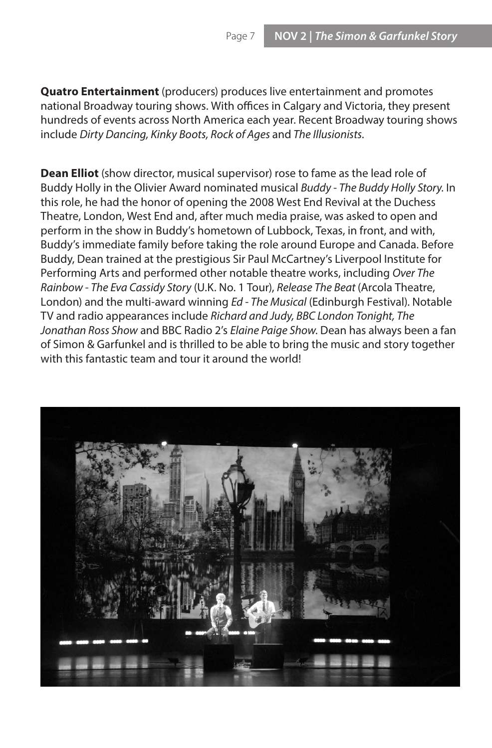**Quatro Entertainment** (producers) produces live entertainment and promotes national Broadway touring shows. With offices in Calgary and Victoria, they present hundreds of events across North America each year. Recent Broadway touring shows include *Dirty Dancing, Kinky Boots, Rock of Ages* and *The Illusionists.*

**Dean Elliot** (show director, musical supervisor) rose to fame as the lead role of Buddy Holly in the Olivier Award nominated musical *Buddy - The Buddy Holly Story.* In this role, he had the honor of opening the 2008 West End Revival at the Duchess Theatre, London, West End and, after much media praise, was asked to open and perform in the show in Buddy's hometown of Lubbock, Texas, in front, and with, Buddy's immediate family before taking the role around Europe and Canada. Before Buddy, Dean trained at the prestigious Sir Paul McCartney's Liverpool Institute for Performing Arts and performed other notable theatre works, including *Over The Rainbow - The Eva Cassidy Story* (U.K. No. 1 Tour), *Release The Beat* (Arcola Theatre, London) and the multi-award winning *Ed - The Musical* (Edinburgh Festival). Notable TV and radio appearances include *Richard and Judy, BBC London Tonight, The Jonathan Ross Show* and BBC Radio 2's *Elaine Paige Show.* Dean has always been a fan of Simon & Garfunkel and is thrilled to be able to bring the music and story together with this fantastic team and tour it around the world!